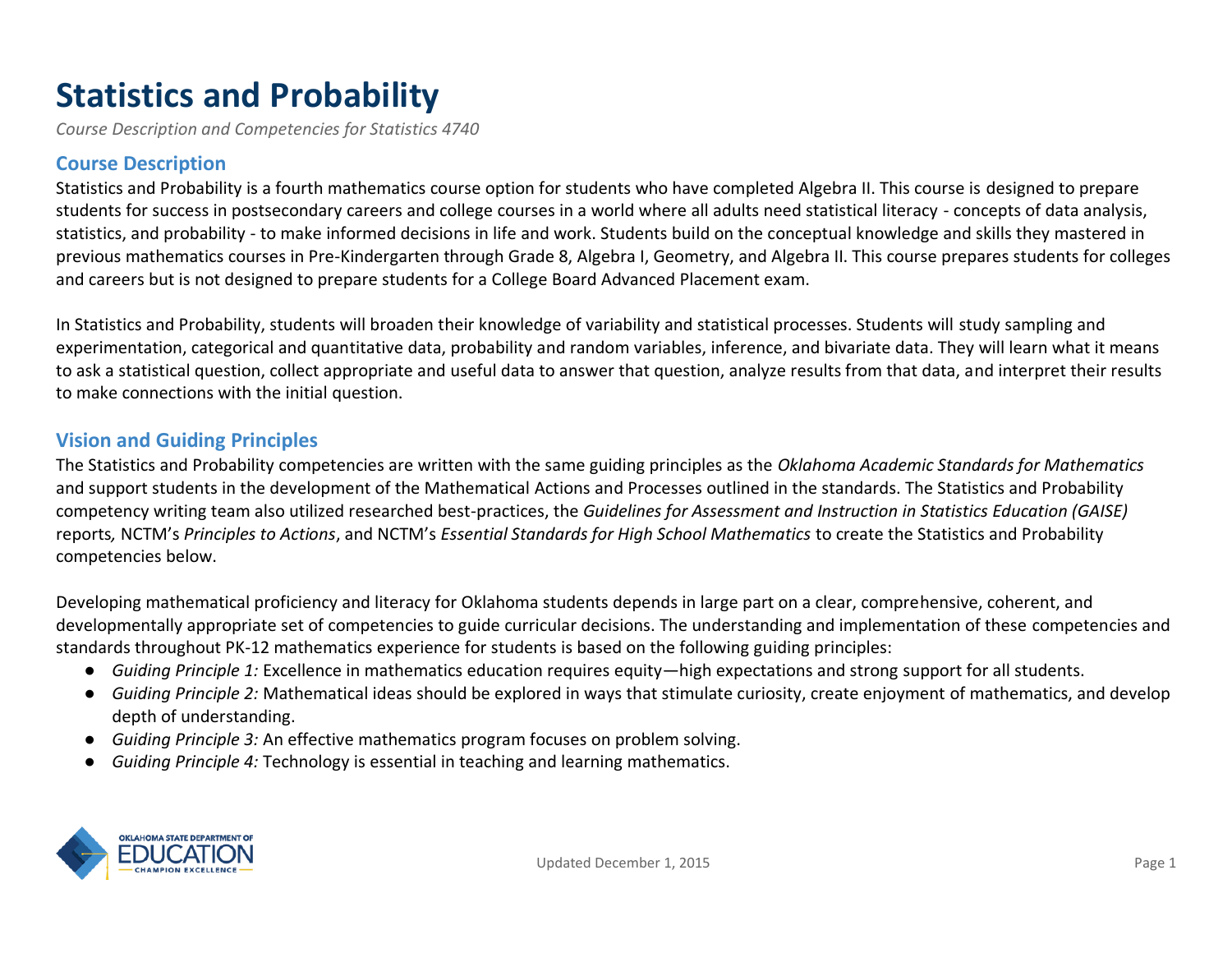# Statistics and Probability

*Course Description and Competencies for Statistics 4740*

## Course Description

Statistics and Probability is a fourth mathematics course option for students who have completed Algebra II. This course is designed to prepare students for success in postsecondary careers and college courses in a world where all adults need statistical literacy - concepts of data analysis, statistics, and probability - to make informed decisions in life and work. Students build on the conceptual knowledge and skills they mastered in previous mathematics courses in Pre-Kindergarten through Grade 8, Algebra I, Geometry, and Algebra II. This course prepares students for colleges and careers but is not designed to prepare students for a College Board Advanced Placement exam.

In Statistics and Probability, students will broaden their knowledge of variability and statistical processes. Students will study sampling and experimentation, categorical and quantitative data, probability and random variables, inference, and bivariate data. They will learn what it means to ask a statistical question, collect appropriate and useful data to answer that question, analyze results from that data, and interpret their results to make connections with the initial question.

## Vision and Guiding Principles

The Statistics and Probability competencies are written with the same guiding principles as the *Oklahoma Academic Standards for Mathematics* and support students in the development of the Mathematical Actions and Processes outlined in the standards. The Statistics and Probability competency writing team also utilized researched best-practices, the *Guidelines for Assessment and Instruction in Statistics Education (GAISE)* reports, NCTM's *Principles to Actions*, and NCTM's *Essential Standards for High School Mathematics* to create the Statistics and Probability competencies below.

Developing mathematical proficiency and literacy for Oklahoma students depends in large part on a clear, comprehensive, coherent, and developmentally appropriate set of competencies to guide curricular decisions. The understanding and implementation of these competencies and standards throughout PK-12 mathematics experience for students is based on the following guiding principles:

- *Guiding Principle 1:* Excellence in mathematics education requires equity—high expectations and strong support for all students.
- *Guiding Principle 2:* Mathematical ideas should be explored in ways that stimulate curiosity, create enjoyment of mathematics, and develop depth of understanding.
- *Guiding Principle 3:* An effective mathematics program focuses on problem solving.
- *Guiding Principle 4:* Technology is essential in teaching and learning mathematics.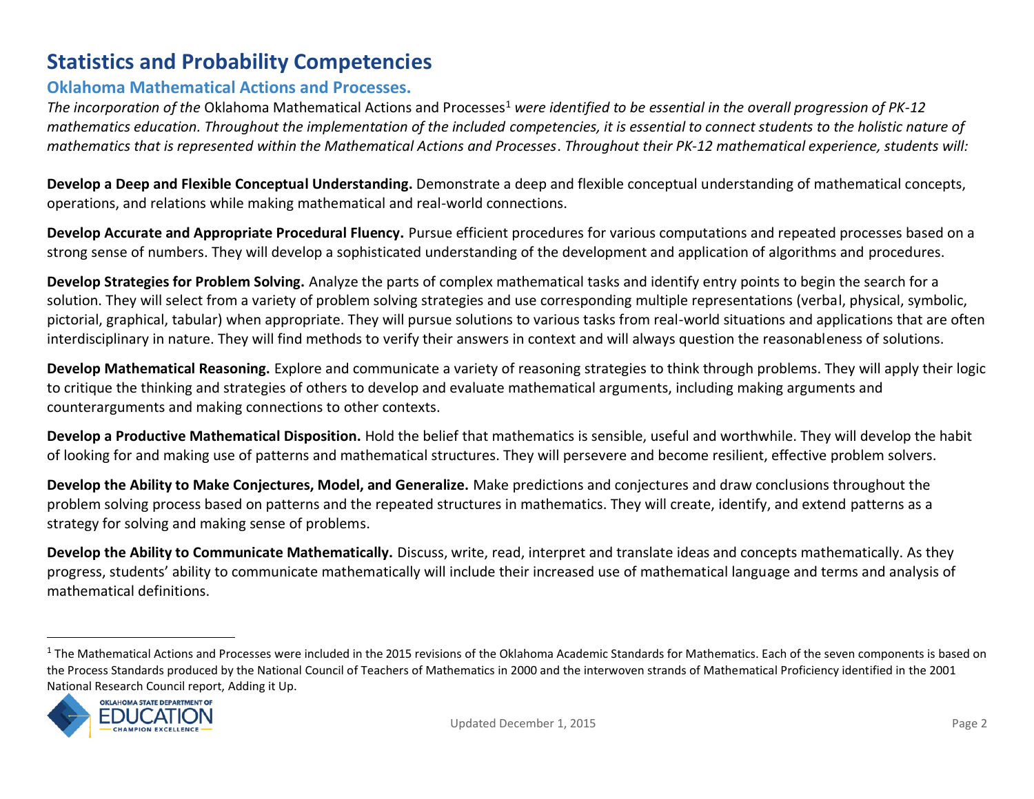# Statistics and Probability Competencies

## Oklahoma Mathematical Actions and Processes.

*The incorporation of the* Oklahoma Mathematical Actions and Processes[1] *were identified to be essential in the overall progression of PK-12 mathematics education. Throughout the implementation of the included competencies, it is essential to connect students to the holistic nature of mathematics that is represented within the Mathematical Actions and Processes. Throughout their PK-12 mathematical experience, students will:*

**Develop a Deep and Flexible Conceptual Understanding.** Demonstrate a deep and flexible conceptual understanding of mathematical concepts, operations, and relations while making mathematical and real-world connections.

**Develop Accurate and Appropriate Procedural Fluency.** Pursue efficient procedures for various computations and repeated processes based on a strong sense of numbers. They will develop a sophisticated understanding of the development and application of algorithms and procedures.

**Develop Strategies for Problem Solving.** Analyze the parts of complex mathematical tasks and identify entry points to begin the search for a solution. They will select from a variety of problem solving strategies and use corresponding multiple representations (verbal, physical, symbolic, pictorial, graphical, tabular) when appropriate. They will pursue solutions to various tasks from real-world situations and applications that are often interdisciplinary in nature. They will find methods to verify their answers in context and will always question the reasonableness of solutions.

**Develop Mathematical Reasoning.** Explore and communicate a variety of reasoning strategies to think through problems. They will apply their logic to critique the thinking and strategies of others to develop and evaluate mathematical arguments, including making arguments and counterarguments and making connections to other contexts.

**Develop a Productive Mathematical Disposition.** Hold the belief that mathematics is sensible, useful and worthwhile. They will develop the habit of looking for and making use of patterns and mathematical structures. They will persevere and become resilient, effective problem solvers.

**Develop the Ability to Make Conjectures, Model, and Generalize.** Make predictions and conjectures and draw conclusions throughout the problem solving process based on patterns and the repeated structures in mathematics. They will create, identify, and extend patterns as a strategy for solving and making sense of problems.

**Develop the Ability to Communicate Mathematically.** Discuss, write, read, interpret and translate ideas and concepts mathematically. As they progress, students' ability to communicate mathematically will include their increased use of mathematical language and terms and analysis of mathematical definitions.

---

[1] The Mathematical Actions and Processes were included in the 2015 revisions of the Oklahoma Academic Standards for Mathematics. Each of the seven components is based on the Process Standards produced by the National Council of Teachers of Mathematics in 2000 and the interwoven strands of Mathematical Proficiency identified in the 2001 National Research Council report, Adding it Up.

Updated December 1, 2015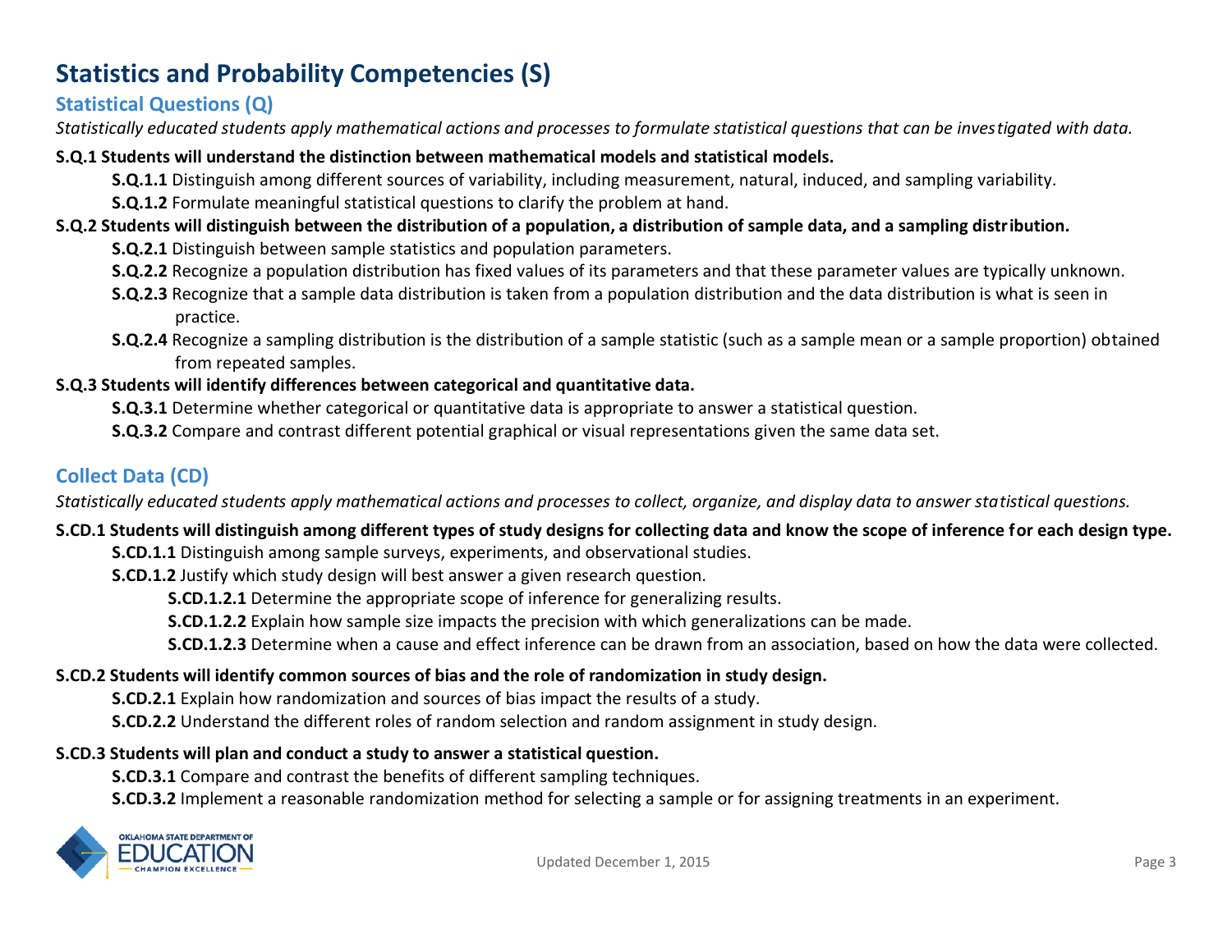# Statistics and Probability Competencies (S)

## Statistical Questions (Q)

*Statistically educated students apply mathematical actions and processes to formulate statistical questions that can be investigated with data.*

**S.Q.1 Students will understand the distinction between mathematical models and statistical models.**

- **S.Q.1.1** Distinguish among different sources of variability, including measurement, natural, induced, and sampling variability.
- **S.Q.1.2** Formulate meaningful statistical questions to clarify the problem at hand.

**S.Q.2 Students will distinguish between the distribution of a population, a distribution of sample data, and a sampling distribution.**

- **S.Q.2.1** Distinguish between sample statistics and population parameters.
- **S.Q.2.2** Recognize a population distribution has fixed values of its parameters and that these parameter values are typically unknown.
- **S.Q.2.3** Recognize that a sample data distribution is taken from a population distribution and the data distribution is what is seen in practice.
- **S.Q.2.4** Recognize a sampling distribution is the distribution of a sample statistic (such as a sample mean or a sample proportion) obtained from repeated samples.

**S.Q.3 Students will identify differences between categorical and quantitative data.**

- **S.Q.3.1** Determine whether categorical or quantitative data is appropriate to answer a statistical question.
- **S.Q.3.2** Compare and contrast different potential graphical or visual representations given the same data set.

## Collect Data (CD)

*Statistically educated students apply mathematical actions and processes to collect, organize, and display data to answer statistical questions.*

**S.CD.1 Students will distinguish among different types of study designs for collecting data and know the scope of inference for each design type.**

- **S.CD.1.1** Distinguish among sample surveys, experiments, and observational studies.
- **S.CD.1.2** Justify which study design will best answer a given research question.
  - **S.CD.1.2.1** Determine the appropriate scope of inference for generalizing results.
  - **S.CD.1.2.2** Explain how sample size impacts the precision with which generalizations can be made.
  - **S.CD.1.2.3** Determine when a cause and effect inference can be drawn from an association, based on how the data were collected.

**S.CD.2 Students will identify common sources of bias and the role of randomization in study design.**

- **S.CD.2.1** Explain how randomization and sources of bias impact the results of a study.
- **S.CD.2.2** Understand the different roles of random selection and random assignment in study design.

**S.CD.3 Students will plan and conduct a study to answer a statistical question.**

- **S.CD.3.1** Compare and contrast the benefits of different sampling techniques.
- **S.CD.3.2** Implement a reasonable randomization method for selecting a sample or for assigning treatments in an experiment.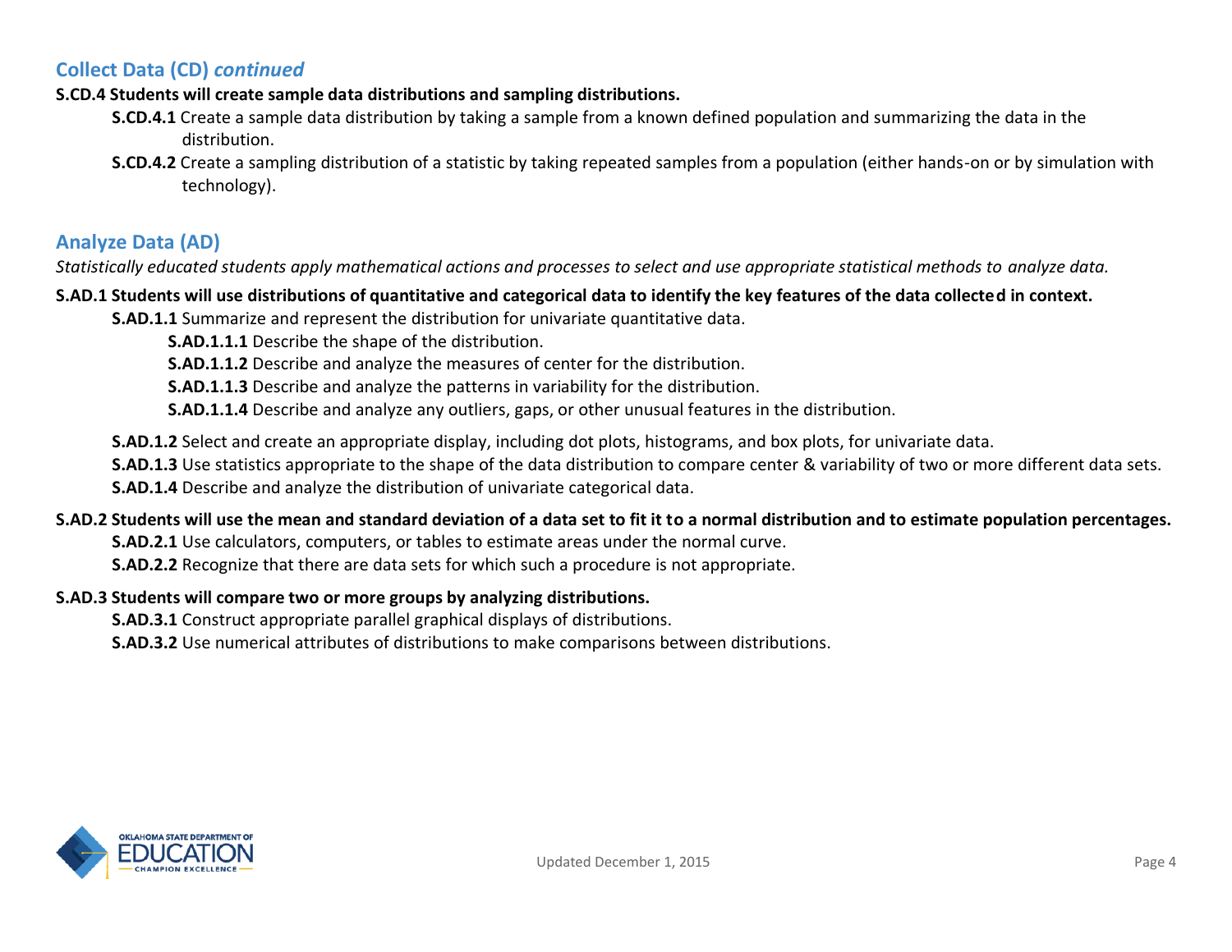## Collect Data (CD) *continued*

**S.CD.4 Students will create sample data distributions and sampling distributions.**

- **S.CD.4.1** Create a sample data distribution by taking a sample from a known defined population and summarizing the data in the distribution.
- **S.CD.4.2** Create a sampling distribution of a statistic by taking repeated samples from a population (either hands-on or by simulation with technology).

## Analyze Data (AD)

*Statistically educated students apply mathematical actions and processes to select and use appropriate statistical methods to analyze data.*

**S.AD.1 Students will use distributions of quantitative and categorical data to identify the key features of the data collected in context.**

- **S.AD.1.1** Summarize and represent the distribution for univariate quantitative data.
  - **S.AD.1.1.1** Describe the shape of the distribution.
  - **S.AD.1.1.2** Describe and analyze the measures of center for the distribution.
  - **S.AD.1.1.3** Describe and analyze the patterns in variability for the distribution.
  - **S.AD.1.1.4** Describe and analyze any outliers, gaps, or other unusual features in the distribution.
- **S.AD.1.2** Select and create an appropriate display, including dot plots, histograms, and box plots, for univariate data.
- **S.AD.1.3** Use statistics appropriate to the shape of the data distribution to compare center & variability of two or more different data sets.
- **S.AD.1.4** Describe and analyze the distribution of univariate categorical data.

**S.AD.2 Students will use the mean and standard deviation of a data set to fit it to a normal distribution and to estimate population percentages.**

- **S.AD.2.1** Use calculators, computers, or tables to estimate areas under the normal curve.
- **S.AD.2.2** Recognize that there are data sets for which such a procedure is not appropriate.

**S.AD.3 Students will compare two or more groups by analyzing distributions.**

- **S.AD.3.1** Construct appropriate parallel graphical displays of distributions.
- **S.AD.3.2** Use numerical attributes of distributions to make comparisons between distributions.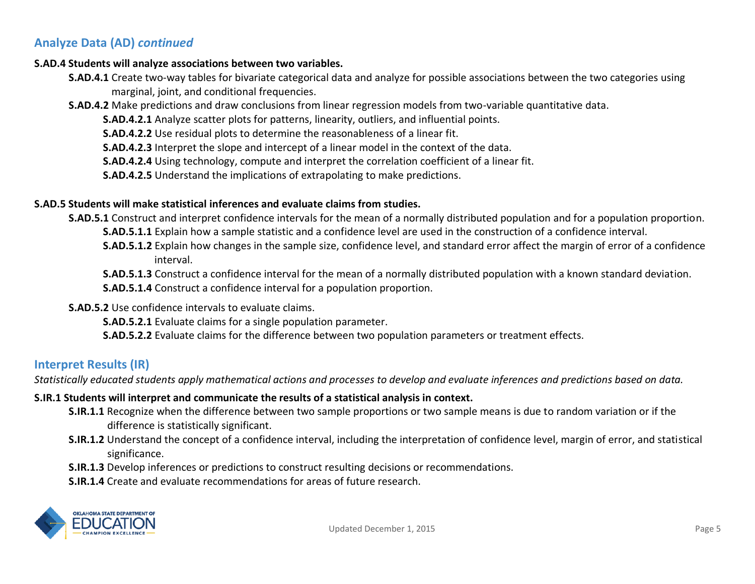## Analyze Data (AD) *continued*

**S.AD.4 Students will analyze associations between two variables.**

- **S.AD.4.1** Create two-way tables for bivariate categorical data and analyze for possible associations between the two categories using marginal, joint, and conditional frequencies.
- **S.AD.4.2** Make predictions and draw conclusions from linear regression models from two-variable quantitative data.
  - **S.AD.4.2.1** Analyze scatter plots for patterns, linearity, outliers, and influential points.
  - **S.AD.4.2.2** Use residual plots to determine the reasonableness of a linear fit.
  - **S.AD.4.2.3** Interpret the slope and intercept of a linear model in the context of the data.
  - **S.AD.4.2.4** Using technology, compute and interpret the correlation coefficient of a linear fit.
  - **S.AD.4.2.5** Understand the implications of extrapolating to make predictions.

**S.AD.5 Students will make statistical inferences and evaluate claims from studies.**

- **S.AD.5.1** Construct and interpret confidence intervals for the mean of a normally distributed population and for a population proportion.
  - **S.AD.5.1.1** Explain how a sample statistic and a confidence level are used in the construction of a confidence interval.
  - **S.AD.5.1.2** Explain how changes in the sample size, confidence level, and standard error affect the margin of error of a confidence interval.
  - **S.AD.5.1.3** Construct a confidence interval for the mean of a normally distributed population with a known standard deviation.
  - **S.AD.5.1.4** Construct a confidence interval for a population proportion.
- **S.AD.5.2** Use confidence intervals to evaluate claims.
  - **S.AD.5.2.1** Evaluate claims for a single population parameter.
  - **S.AD.5.2.2** Evaluate claims for the difference between two population parameters or treatment effects.

## Interpret Results (IR)

*Statistically educated students apply mathematical actions and processes to develop and evaluate inferences and predictions based on data.*

**S.IR.1 Students will interpret and communicate the results of a statistical analysis in context.**

- **S.IR.1.1** Recognize when the difference between two sample proportions or two sample means is due to random variation or if the difference is statistically significant.
- **S.IR.1.2** Understand the concept of a confidence interval, including the interpretation of confidence level, margin of error, and statistical significance.
- **S.IR.1.3** Develop inferences or predictions to construct resulting decisions or recommendations.
- **S.IR.1.4** Create and evaluate recommendations for areas of future research.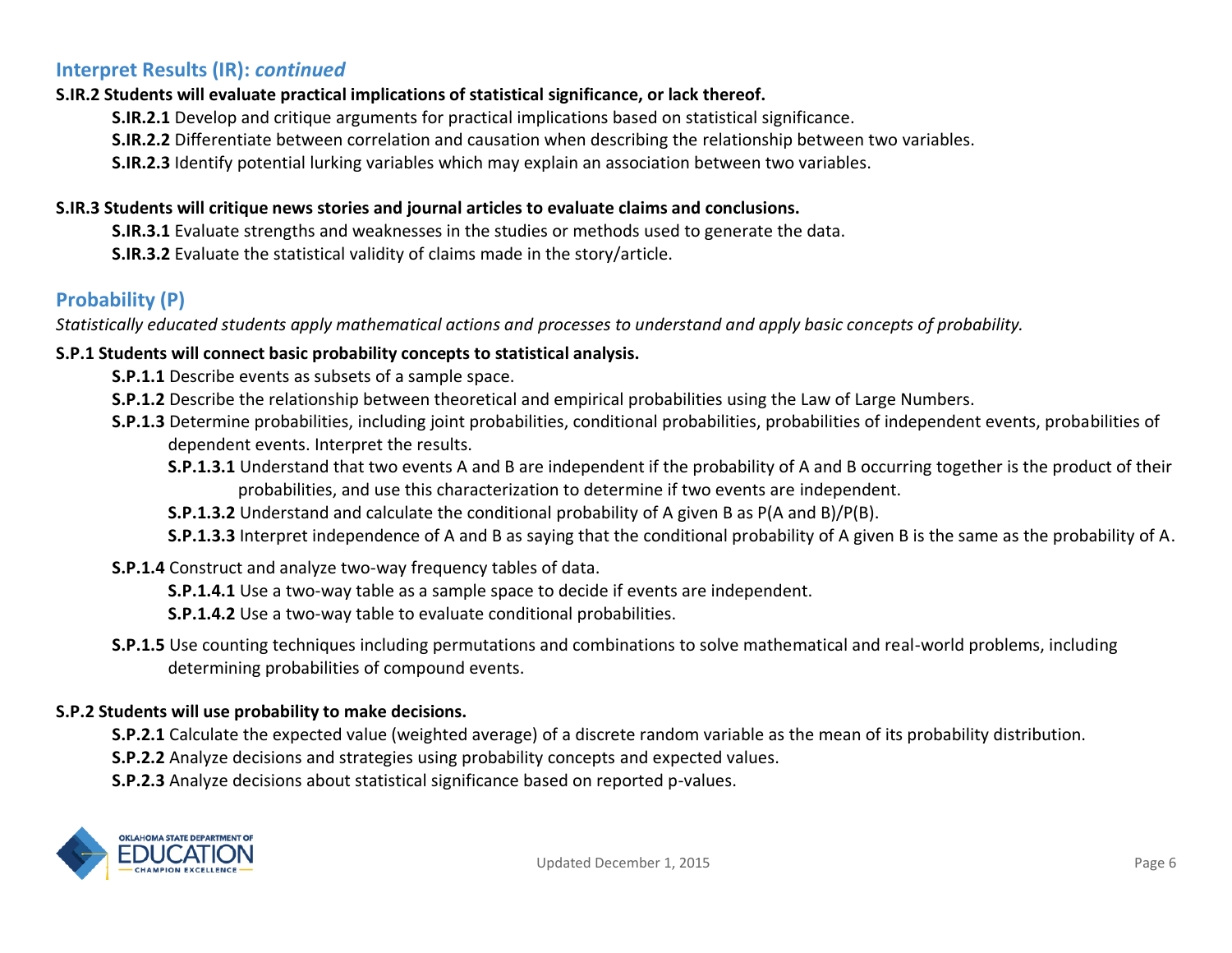## Interpret Results (IR): *continued*

**S.IR.2 Students will evaluate practical implications of statistical significance, or lack thereof.**

- **S.IR.2.1** Develop and critique arguments for practical implications based on statistical significance.
- **S.IR.2.2** Differentiate between correlation and causation when describing the relationship between two variables.
- **S.IR.2.3** Identify potential lurking variables which may explain an association between two variables.

**S.IR.3 Students will critique news stories and journal articles to evaluate claims and conclusions.**

- **S.IR.3.1** Evaluate strengths and weaknesses in the studies or methods used to generate the data.
- **S.IR.3.2** Evaluate the statistical validity of claims made in the story/article.

## Probability (P)

*Statistically educated students apply mathematical actions and processes to understand and apply basic concepts of probability.*

**S.P.1 Students will connect basic probability concepts to statistical analysis.**

- **S.P.1.1** Describe events as subsets of a sample space.
- **S.P.1.2** Describe the relationship between theoretical and empirical probabilities using the Law of Large Numbers.
- **S.P.1.3** Determine probabilities, including joint probabilities, conditional probabilities, probabilities of independent events, probabilities of dependent events. Interpret the results.
  - **S.P.1.3.1** Understand that two events A and B are independent if the probability of A and B occurring together is the product of their probabilities, and use this characterization to determine if two events are independent.
  - **S.P.1.3.2** Understand and calculate the conditional probability of A given B as P(A and B)/P(B).
  - **S.P.1.3.3** Interpret independence of A and B as saying that the conditional probability of A given B is the same as the probability of A.
- **S.P.1.4** Construct and analyze two-way frequency tables of data.
  - **S.P.1.4.1** Use a two-way table as a sample space to decide if events are independent.
  - **S.P.1.4.2** Use a two-way table to evaluate conditional probabilities.
- **S.P.1.5** Use counting techniques including permutations and combinations to solve mathematical and real-world problems, including determining probabilities of compound events.

**S.P.2 Students will use probability to make decisions.**

- **S.P.2.1** Calculate the expected value (weighted average) of a discrete random variable as the mean of its probability distribution.
- **S.P.2.2** Analyze decisions and strategies using probability concepts and expected values.
- **S.P.2.3** Analyze decisions about statistical significance based on reported p-values.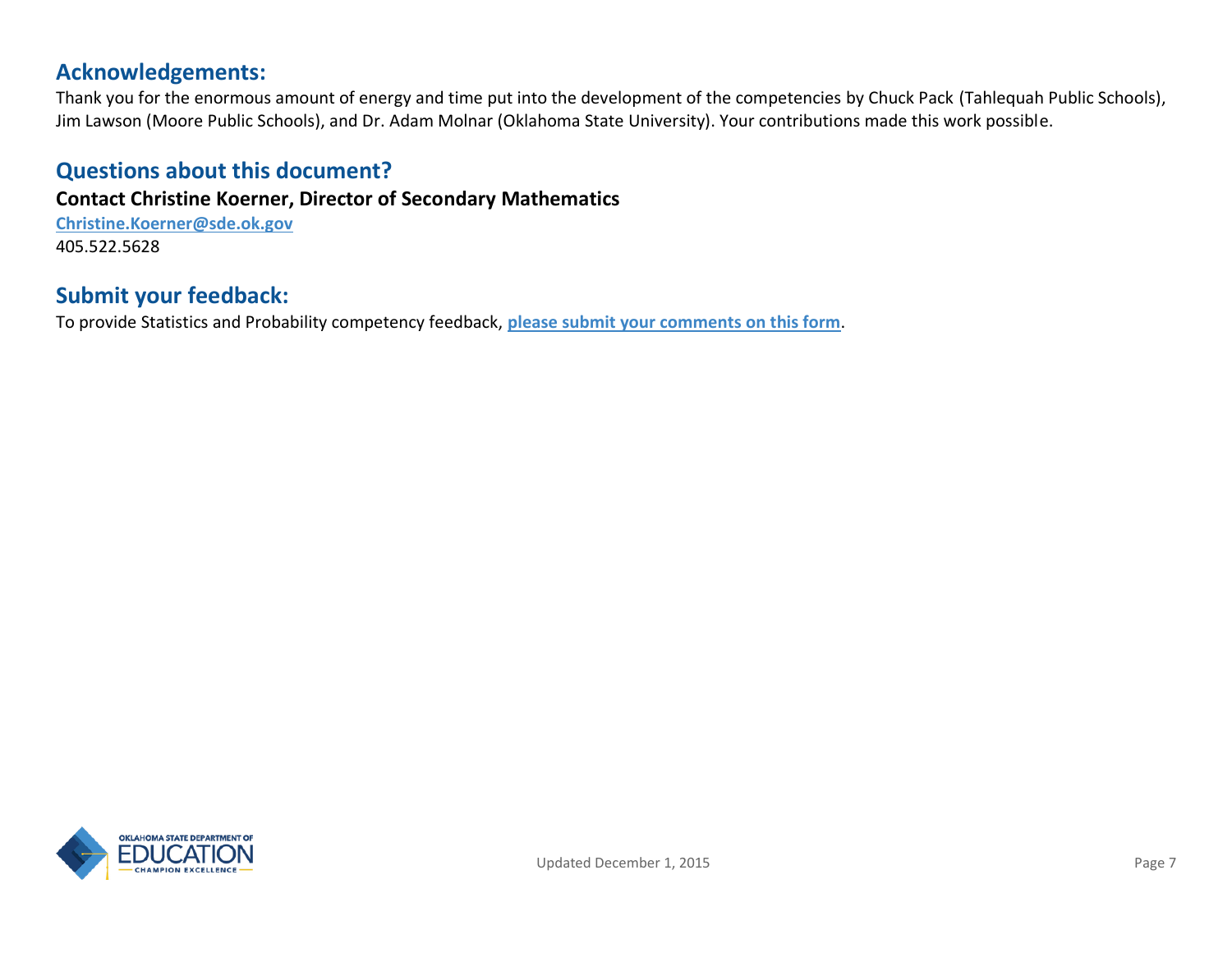## Acknowledgements:

Thank you for the enormous amount of energy and time put into the development of the competencies by Chuck Pack (Tahlequah Public Schools), Jim Lawson (Moore Public Schools), and Dr. Adam Molnar (Oklahoma State University). Your contributions made this work possible.

## Questions about this document?

**Contact Christine Koerner, Director of Secondary Mathematics**

**Christine.Koerner@sde.ok.gov**

405.522.5628

## Submit your feedback:

To provide Statistics and Probability competency feedback, **please submit your comments on this form**.